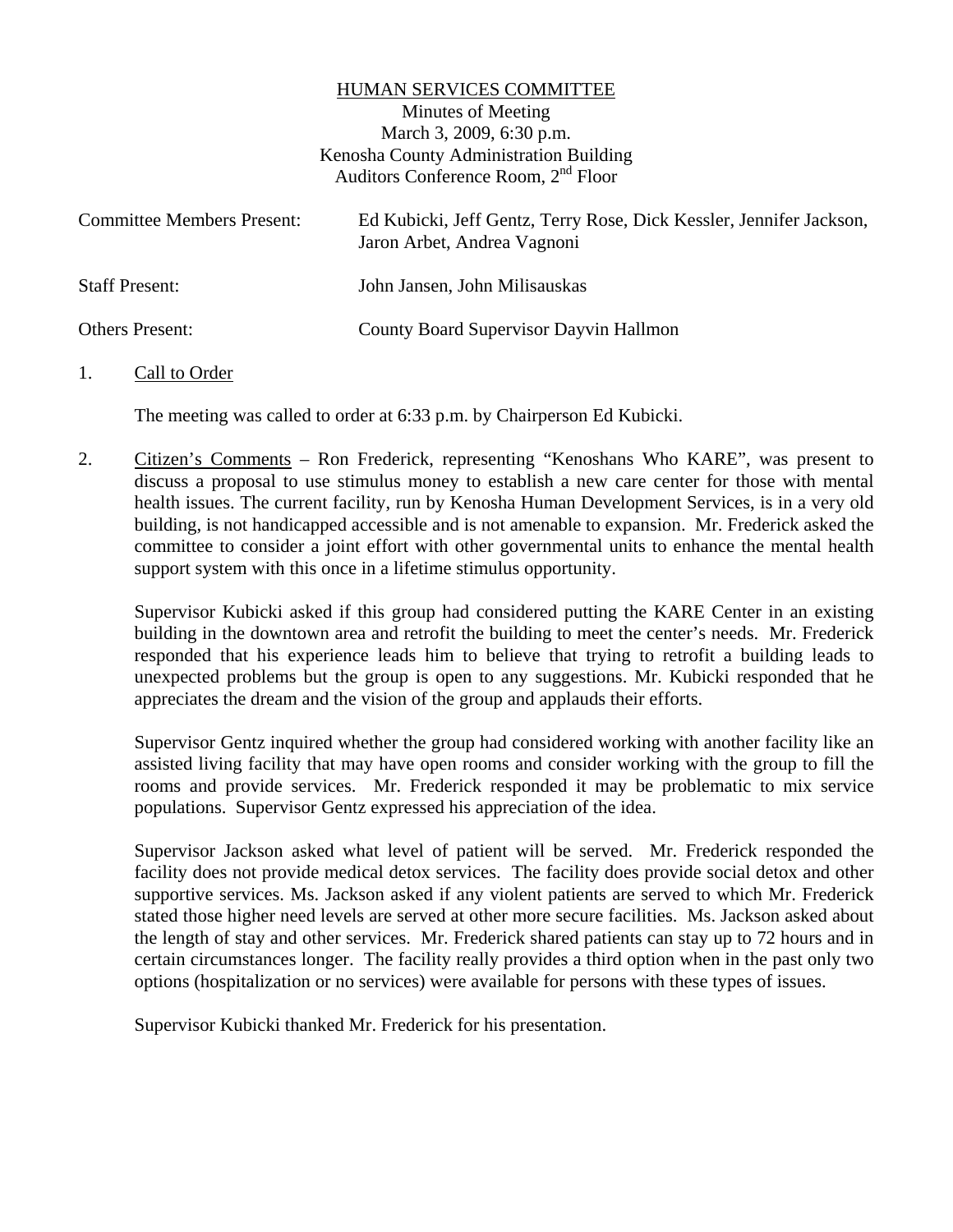<u>HUMAN SERVICES COMMITTEE</u>

Minutes of Meeting
March 3, 2009, 6:30 p.m.
Kenosha County Administration Building
Auditors Conference Room, 2nd Floor

| | |
|---|---|
| Committee Members Present: | Ed Kubicki, Jeff Gentz, Terry Rose, Dick Kessler, Jennifer Jackson, Jaron Arbet, Andrea Vagnoni |
| Staff Present: | John Jansen, John Milisauskas |
| Others Present: | County Board Supervisor Dayvin Hallmon |

1. <u>Call to Order</u>

   The meeting was called to order at 6:33 p.m. by Chairperson Ed Kubicki.

2. <u>Citizen's Comments</u> – Ron Frederick, representing "Kenoshans Who KARE", was present to discuss a proposal to use stimulus money to establish a new care center for those with mental health issues. The current facility, run by Kenosha Human Development Services, is in a very old building, is not handicapped accessible and is not amenable to expansion. Mr. Frederick asked the committee to consider a joint effort with other governmental units to enhance the mental health support system with this once in a lifetime stimulus opportunity.

   Supervisor Kubicki asked if this group had considered putting the KARE Center in an existing building in the downtown area and retrofit the building to meet the center's needs. Mr. Frederick responded that his experience leads him to believe that trying to retrofit a building leads to unexpected problems but the group is open to any suggestions. Mr. Kubicki responded that he appreciates the dream and the vision of the group and applauds their efforts.

   Supervisor Gentz inquired whether the group had considered working with another facility like an assisted living facility that may have open rooms and consider working with the group to fill the rooms and provide services. Mr. Frederick responded it may be problematic to mix service populations. Supervisor Gentz expressed his appreciation of the idea.

   Supervisor Jackson asked what level of patient will be served. Mr. Frederick responded the facility does not provide medical detox services. The facility does provide social detox and other supportive services. Ms. Jackson asked if any violent patients are served to which Mr. Frederick stated those higher need levels are served at other more secure facilities. Ms. Jackson asked about the length of stay and other services. Mr. Frederick shared patients can stay up to 72 hours and in certain circumstances longer. The facility really provides a third option when in the past only two options (hospitalization or no services) were available for persons with these types of issues.

   Supervisor Kubicki thanked Mr. Frederick for his presentation.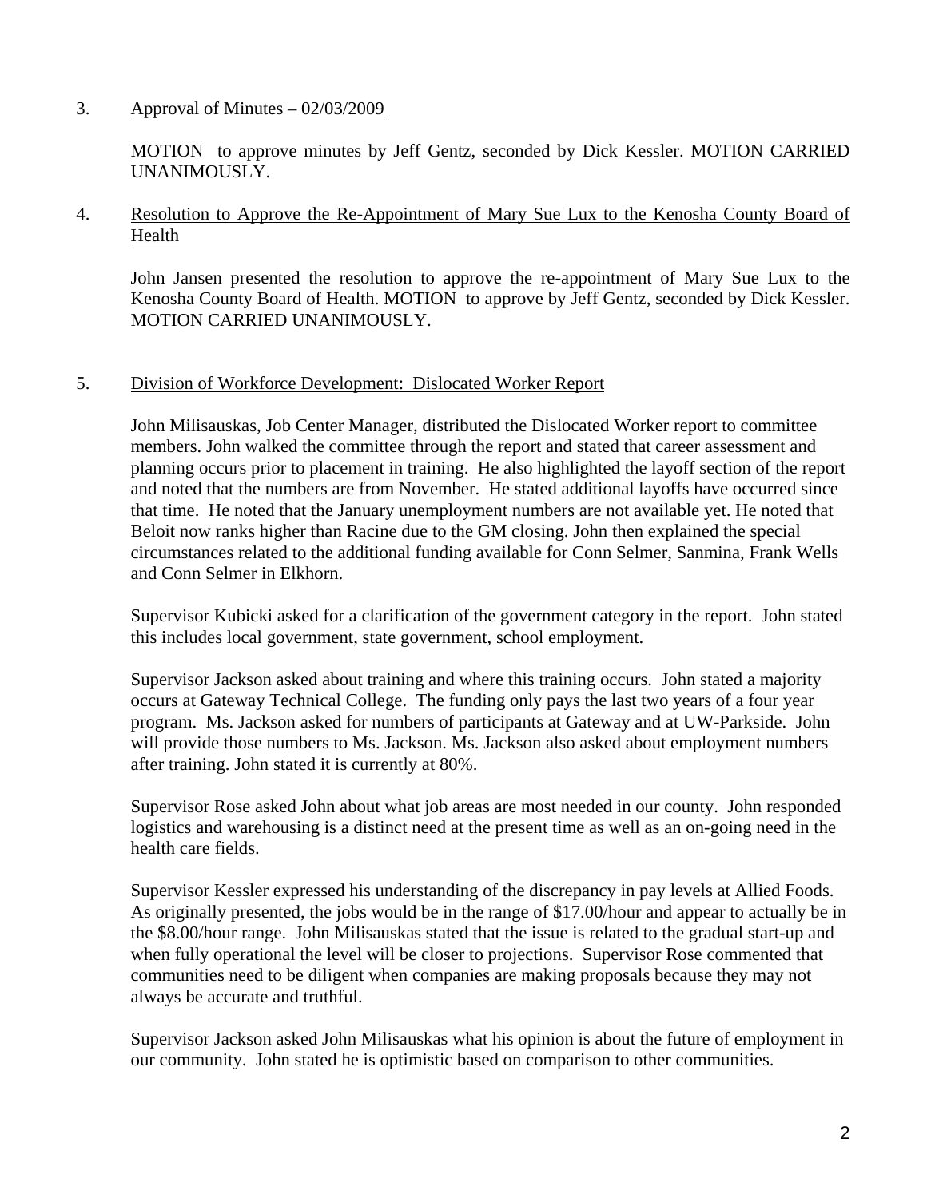3. Approval of Minutes – 02/03/2009

MOTION to approve minutes by Jeff Gentz, seconded by Dick Kessler. MOTION CARRIED UNANIMOUSLY.

4. Resolution to Approve the Re-Appointment of Mary Sue Lux to the Kenosha County Board of Health

John Jansen presented the resolution to approve the re-appointment of Mary Sue Lux to the Kenosha County Board of Health. MOTION to approve by Jeff Gentz, seconded by Dick Kessler. MOTION CARRIED UNANIMOUSLY.

5. Division of Workforce Development: Dislocated Worker Report

John Milisauskas, Job Center Manager, distributed the Dislocated Worker report to committee members. John walked the committee through the report and stated that career assessment and planning occurs prior to placement in training. He also highlighted the layoff section of the report and noted that the numbers are from November. He stated additional layoffs have occurred since that time. He noted that the January unemployment numbers are not available yet. He noted that Beloit now ranks higher than Racine due to the GM closing. John then explained the special circumstances related to the additional funding available for Conn Selmer, Sanmina, Frank Wells and Conn Selmer in Elkhorn.

Supervisor Kubicki asked for a clarification of the government category in the report. John stated this includes local government, state government, school employment.

Supervisor Jackson asked about training and where this training occurs. John stated a majority occurs at Gateway Technical College. The funding only pays the last two years of a four year program. Ms. Jackson asked for numbers of participants at Gateway and at UW-Parkside. John will provide those numbers to Ms. Jackson. Ms. Jackson also asked about employment numbers after training. John stated it is currently at 80%.

Supervisor Rose asked John about what job areas are most needed in our county. John responded logistics and warehousing is a distinct need at the present time as well as an on-going need in the health care fields.

Supervisor Kessler expressed his understanding of the discrepancy in pay levels at Allied Foods. As originally presented, the jobs would be in the range of $17.00/hour and appear to actually be in the $8.00/hour range. John Milisauskas stated that the issue is related to the gradual start-up and when fully operational the level will be closer to projections. Supervisor Rose commented that communities need to be diligent when companies are making proposals because they may not always be accurate and truthful.

Supervisor Jackson asked John Milisauskas what his opinion is about the future of employment in our community. John stated he is optimistic based on comparison to other communities.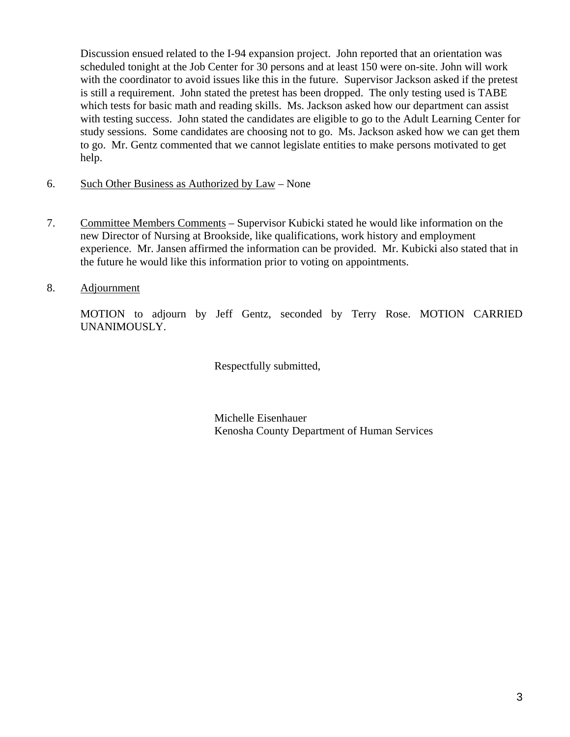Discussion ensued related to the I-94 expansion project. John reported that an orientation was scheduled tonight at the Job Center for 30 persons and at least 150 were on-site. John will work with the coordinator to avoid issues like this in the future. Supervisor Jackson asked if the pretest is still a requirement. John stated the pretest has been dropped. The only testing used is TABE which tests for basic math and reading skills. Ms. Jackson asked how our department can assist with testing success. John stated the candidates are eligible to go to the Adult Learning Center for study sessions. Some candidates are choosing not to go. Ms. Jackson asked how we can get them to go. Mr. Gentz commented that we cannot legislate entities to make persons motivated to get help.

6. Such Other Business as Authorized by Law – None

7. Committee Members Comments – Supervisor Kubicki stated he would like information on the new Director of Nursing at Brookside, like qualifications, work history and employment experience. Mr. Jansen affirmed the information can be provided. Mr. Kubicki also stated that in the future he would like this information prior to voting on appointments.

8. Adjournment

MOTION to adjourn by Jeff Gentz, seconded by Terry Rose. MOTION CARRIED UNANIMOUSLY.

Respectfully submitted,

Michelle Eisenhauer
Kenosha County Department of Human Services